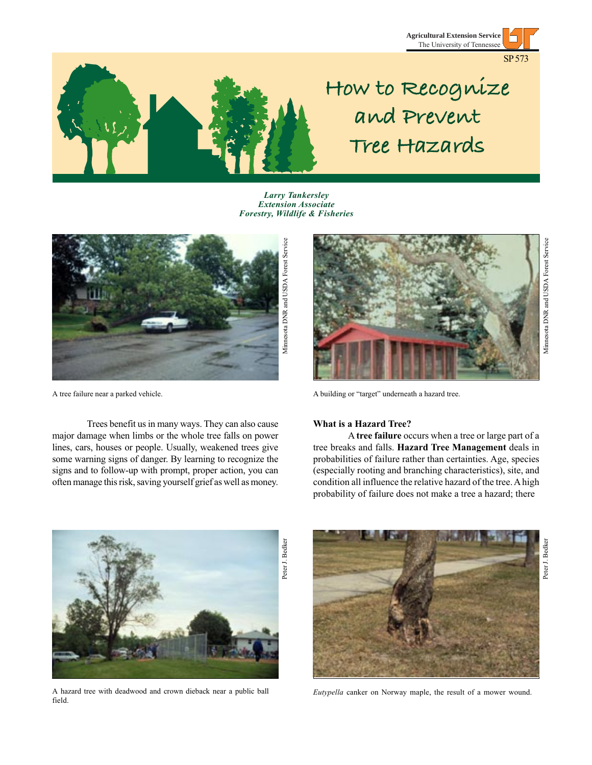Agricultural Extension Service
The University of Tennessee

SP 573

# How to Recognize and Prevent Tree Hazards

***Larry Tankersley***
***Extension Associate***
***Forestry, Wildlife & Fisheries***

Minnesota DNR and USDA Forest Service

A tree failure near a parked vehicle.

Minnesota DNR and USDA Forest Service

A building or "target" underneath a hazard tree.

Trees benefit us in many ways. They can also cause major damage when limbs or the whole tree falls on power lines, cars, houses or people. Usually, weakened trees give some warning signs of danger. By learning to recognize the signs and to follow-up with prompt, proper action, you can often manage this risk, saving yourself grief as well as money.

## What is a Hazard Tree?

A **tree failure** occurs when a tree or large part of a tree breaks and falls. **Hazard Tree Management** deals in probabilities of failure rather than certainties. Age, species (especially rooting and branching characteristics), site, and condition all influence the relative hazard of the tree. A high probability of failure does not make a tree a hazard; there

Peter J. Bedker

A hazard tree with deadwood and crown dieback near a public ball field.

Peter J. Bedker

*Eutypella* canker on Norway maple, the result of a mower wound.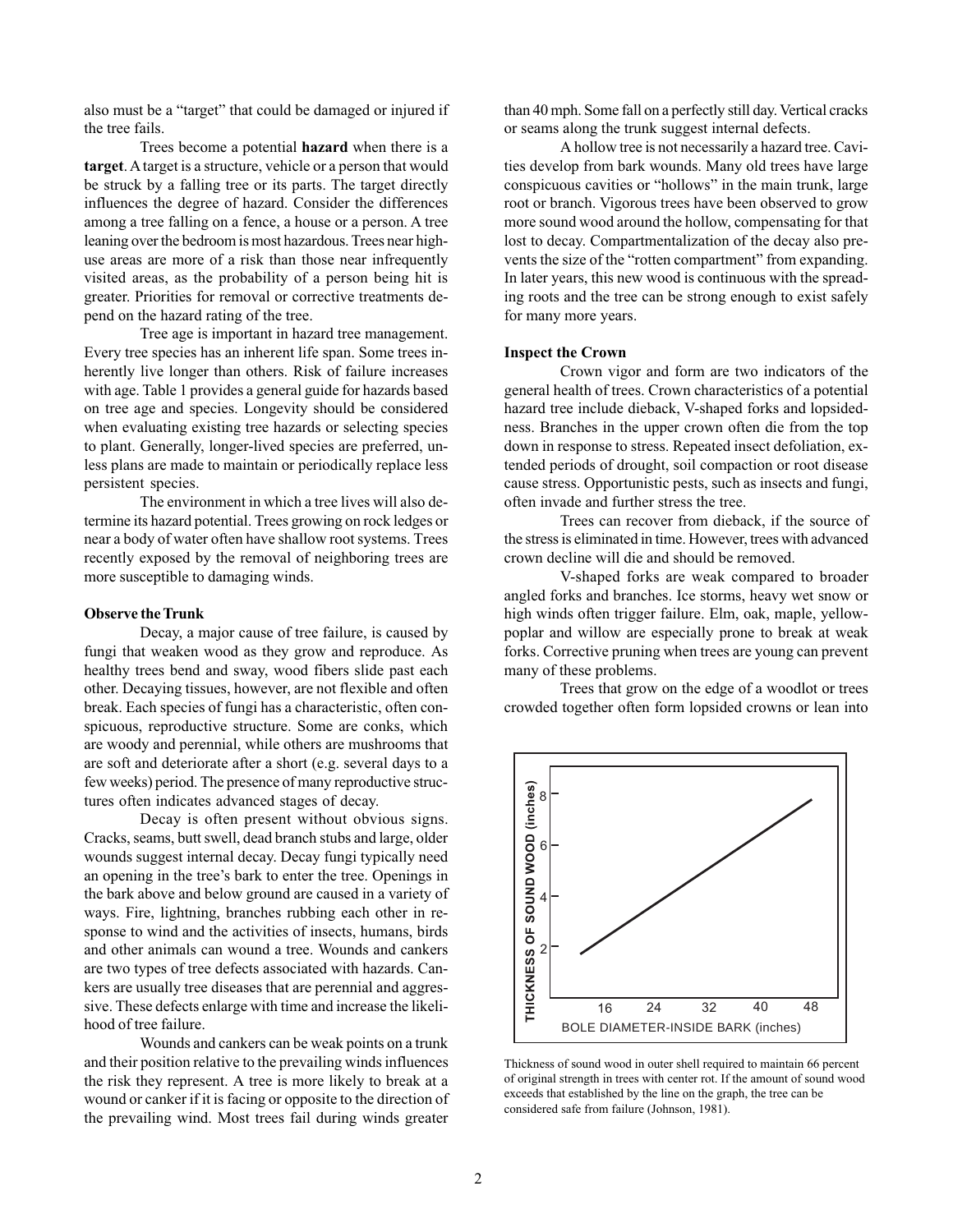also must be a "target" that could be damaged or injured if the tree fails.

Trees become a potential **hazard** when there is a **target**. A target is a structure, vehicle or a person that would be struck by a falling tree or its parts. The target directly influences the degree of hazard. Consider the differences among a tree falling on a fence, a house or a person. A tree leaning over the bedroom is most hazardous. Trees near high-use areas are more of a risk than those near infrequently visited areas, as the probability of a person being hit is greater. Priorities for removal or corrective treatments depend on the hazard rating of the tree.

Tree age is important in hazard tree management. Every tree species has an inherent life span. Some trees inherently live longer than others. Risk of failure increases with age. Table 1 provides a general guide for hazards based on tree age and species. Longevity should be considered when evaluating existing tree hazards or selecting species to plant. Generally, longer-lived species are preferred, unless plans are made to maintain or periodically replace less persistent species.

The environment in which a tree lives will also determine its hazard potential. Trees growing on rock ledges or near a body of water often have shallow root systems. Trees recently exposed by the removal of neighboring trees are more susceptible to damaging winds.

### Observe the Trunk

Decay, a major cause of tree failure, is caused by fungi that weaken wood as they grow and reproduce. As healthy trees bend and sway, wood fibers slide past each other. Decaying tissues, however, are not flexible and often break. Each species of fungi has a characteristic, often conspicuous, reproductive structure. Some are conks, which are woody and perennial, while others are mushrooms that are soft and deteriorate after a short (e.g. several days to a few weeks) period. The presence of many reproductive structures often indicates advanced stages of decay.

Decay is often present without obvious signs. Cracks, seams, butt swell, dead branch stubs and large, older wounds suggest internal decay. Decay fungi typically need an opening in the tree's bark to enter the tree. Openings in the bark above and below ground are caused in a variety of ways. Fire, lightning, branches rubbing each other in response to wind and the activities of insects, humans, birds and other animals can wound a tree. Wounds and cankers are two types of tree defects associated with hazards. Cankers are usually tree diseases that are perennial and aggressive. These defects enlarge with time and increase the likelihood of tree failure.

Wounds and cankers can be weak points on a trunk and their position relative to the prevailing winds influences the risk they represent. A tree is more likely to break at a wound or canker if it is facing or opposite to the direction of the prevailing wind. Most trees fail during winds greater than 40 mph. Some fall on a perfectly still day. Vertical cracks or seams along the trunk suggest internal defects.

A hollow tree is not necessarily a hazard tree. Cavities develop from bark wounds. Many old trees have large conspicuous cavities or "hollows" in the main trunk, large root or branch. Vigorous trees have been observed to grow more sound wood around the hollow, compensating for that lost to decay. Compartmentalization of the decay also prevents the size of the "rotten compartment" from expanding. In later years, this new wood is continuous with the spreading roots and the tree can be strong enough to exist safely for many more years.

### Inspect the Crown

Crown vigor and form are two indicators of the general health of trees. Crown characteristics of a potential hazard tree include dieback, V-shaped forks and lopsidedness. Branches in the upper crown often die from the top down in response to stress. Repeated insect defoliation, extended periods of drought, soil compaction or root disease cause stress. Opportunistic pests, such as insects and fungi, often invade and further stress the tree.

Trees can recover from dieback, if the source of the stress is eliminated in time. However, trees with advanced crown decline will die and should be removed.

V-shaped forks are weak compared to broader angled forks and branches. Ice storms, heavy wet snow or high winds often trigger failure. Elm, oak, maple, yellow-poplar and willow are especially prone to break at weak forks. Corrective pruning when trees are young can prevent many of these problems.

Trees that grow on the edge of a woodlot or trees crowded together often form lopsided crowns or lean into

Thickness of sound wood in outer shell required to maintain 66 percent of original strength in trees with center rot. If the amount of sound wood exceeds that established by the line on the graph, the tree can be considered safe from failure (Johnson, 1981).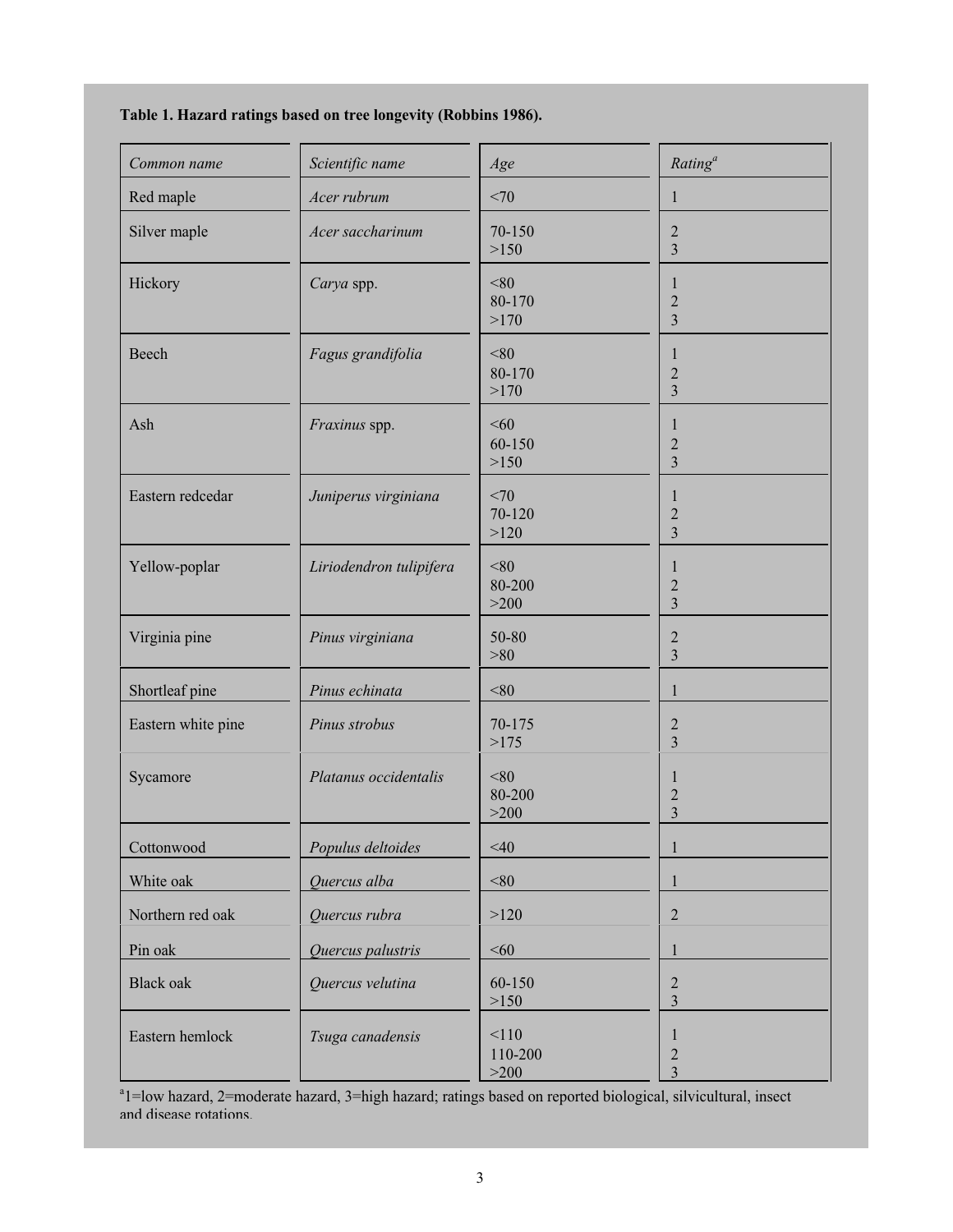**Table 1. Hazard ratings based on tree longevity (Robbins 1986).**

| *Common name* | *Scientific name* | *Age* | *Rating*[a] |
|---|---|---|---|
| Red maple | *Acer rubrum* | <70 | 1 |
| Silver maple | *Acer saccharinum* | 70-150 | 2 |
| | | >150 | 3 |
| Hickory | *Carya* spp. | <80 | 1 |
| | | 80-170 | 2 |
| | | >170 | 3 |
| Beech | *Fagus grandifolia* | <80 | 1 |
| | | 80-170 | 2 |
| | | >170 | 3 |
| Ash | *Fraxinus* spp. | <60 | 1 |
| | | 60-150 | 2 |
| | | >150 | 3 |
| Eastern redcedar | *Juniperus virginiana* | <70 | 1 |
| | | 70-120 | 2 |
| | | >120 | 3 |
| Yellow-poplar | *Liriodendron tulipifera* | <80 | 1 |
| | | 80-200 | 2 |
| | | >200 | 3 |
| Virginia pine | *Pinus virginiana* | 50-80 | 2 |
| | | >80 | 3 |
| Shortleaf pine | *Pinus echinata* | <80 | 1 |
| Eastern white pine | *Pinus strobus* | 70-175 | 2 |
| | | >175 | 3 |
| Sycamore | *Platanus occidentalis* | <80 | 1 |
| | | 80-200 | 2 |
| | | >200 | 3 |
| Cottonwood | *Populus deltoides* | <40 | 1 |
| White oak | *Quercus alba* | <80 | 1 |
| Northern red oak | *Quercus rubra* | >120 | 2 |
| Pin oak | *Quercus palustris* | <60 | 1 |
| Black oak | *Quercus velutina* | 60-150 | 2 |
| | | >150 | 3 |
| Eastern hemlock | *Tsuga canadensis* | <110 | 1 |
| | | 110-200 | 2 |
| | | >200 | 3 |

[a]1=low hazard, 2=moderate hazard, 3=high hazard; ratings based on reported biological, silvicultural, insect and disease rotations.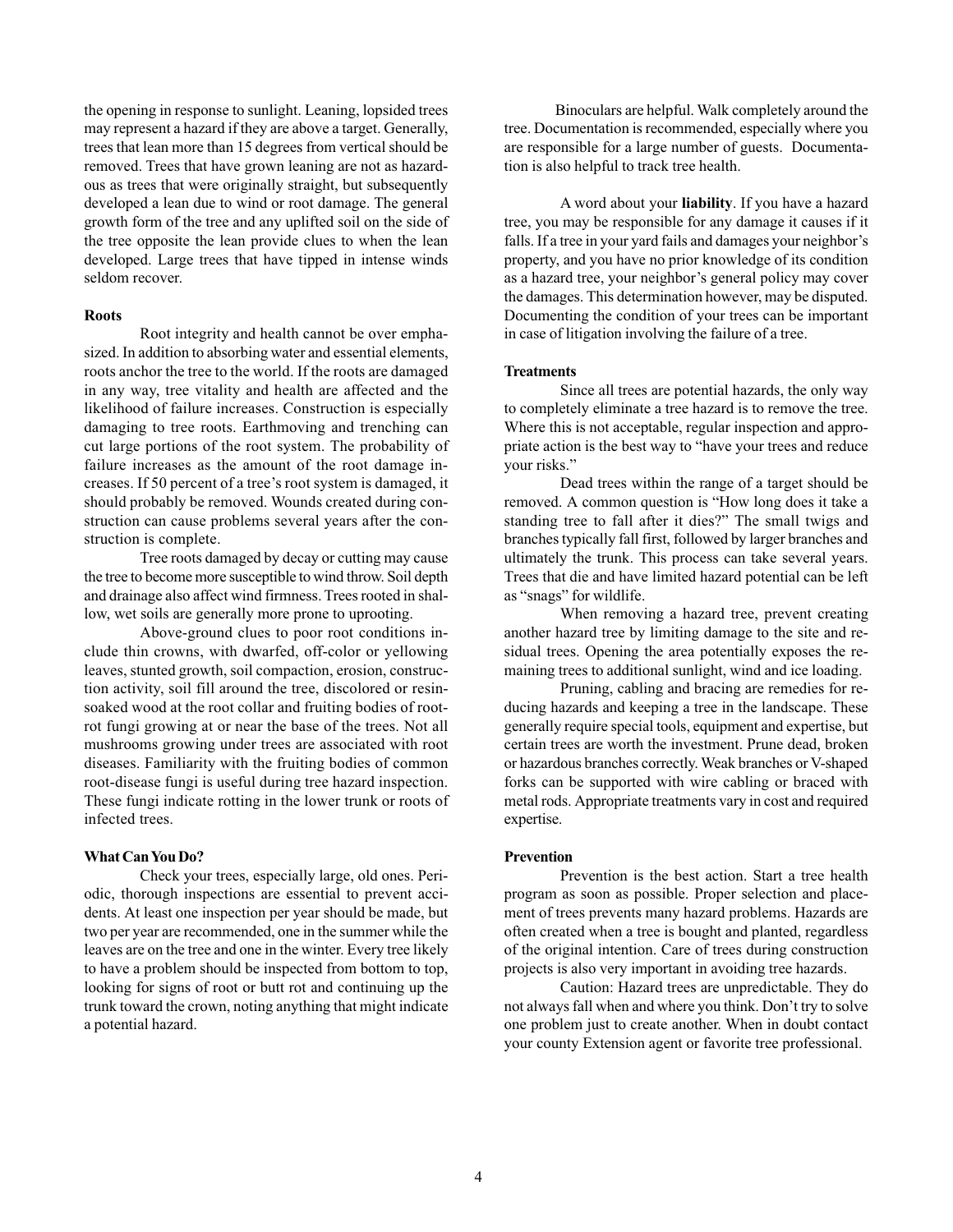the opening in response to sunlight. Leaning, lopsided trees may represent a hazard if they are above a target. Generally, trees that lean more than 15 degrees from vertical should be removed. Trees that have grown leaning are not as hazardous as trees that were originally straight, but subsequently developed a lean due to wind or root damage. The general growth form of the tree and any uplifted soil on the side of the tree opposite the lean provide clues to when the lean developed. Large trees that have tipped in intense winds seldom recover.

**Roots**

Root integrity and health cannot be over emphasized. In addition to absorbing water and essential elements, roots anchor the tree to the world. If the roots are damaged in any way, tree vitality and health are affected and the likelihood of failure increases. Construction is especially damaging to tree roots. Earthmoving and trenching can cut large portions of the root system. The probability of failure increases as the amount of the root damage increases. If 50 percent of a tree's root system is damaged, it should probably be removed. Wounds created during construction can cause problems several years after the construction is complete.

Tree roots damaged by decay or cutting may cause the tree to become more susceptible to wind throw. Soil depth and drainage also affect wind firmness. Trees rooted in shallow, wet soils are generally more prone to uprooting.

Above-ground clues to poor root conditions include thin crowns, with dwarfed, off-color or yellowing leaves, stunted growth, soil compaction, erosion, construction activity, soil fill around the tree, discolored or resin-soaked wood at the root collar and fruiting bodies of root-rot fungi growing at or near the base of the trees. Not all mushrooms growing under trees are associated with root diseases. Familiarity with the fruiting bodies of common root-disease fungi is useful during tree hazard inspection. These fungi indicate rotting in the lower trunk or roots of infected trees.

**What Can You Do?**

Check your trees, especially large, old ones. Periodic, thorough inspections are essential to prevent accidents. At least one inspection per year should be made, but two per year are recommended, one in the summer while the leaves are on the tree and one in the winter. Every tree likely to have a problem should be inspected from bottom to top, looking for signs of root or butt rot and continuing up the trunk toward the crown, noting anything that might indicate a potential hazard.

Binoculars are helpful. Walk completely around the tree. Documentation is recommended, especially where you are responsible for a large number of guests. Documentation is also helpful to track tree health.

A word about your **liability**. If you have a hazard tree, you may be responsible for any damage it causes if it falls. If a tree in your yard fails and damages your neighbor's property, and you have no prior knowledge of its condition as a hazard tree, your neighbor's general policy may cover the damages. This determination however, may be disputed. Documenting the condition of your trees can be important in case of litigation involving the failure of a tree.

**Treatments**

Since all trees are potential hazards, the only way to completely eliminate a tree hazard is to remove the tree. Where this is not acceptable, regular inspection and appropriate action is the best way to "have your trees and reduce your risks."

Dead trees within the range of a target should be removed. A common question is "How long does it take a standing tree to fall after it dies?" The small twigs and branches typically fall first, followed by larger branches and ultimately the trunk. This process can take several years. Trees that die and have limited hazard potential can be left as "snags" for wildlife.

When removing a hazard tree, prevent creating another hazard tree by limiting damage to the site and residual trees. Opening the area potentially exposes the remaining trees to additional sunlight, wind and ice loading.

Pruning, cabling and bracing are remedies for reducing hazards and keeping a tree in the landscape. These generally require special tools, equipment and expertise, but certain trees are worth the investment. Prune dead, broken or hazardous branches correctly. Weak branches or V-shaped forks can be supported with wire cabling or braced with metal rods. Appropriate treatments vary in cost and required expertise.

**Prevention**

Prevention is the best action. Start a tree health program as soon as possible. Proper selection and placement of trees prevents many hazard problems. Hazards are often created when a tree is bought and planted, regardless of the original intention. Care of trees during construction projects is also very important in avoiding tree hazards.

Caution: Hazard trees are unpredictable. They do not always fall when and where you think. Don't try to solve one problem just to create another. When in doubt contact your county Extension agent or favorite tree professional.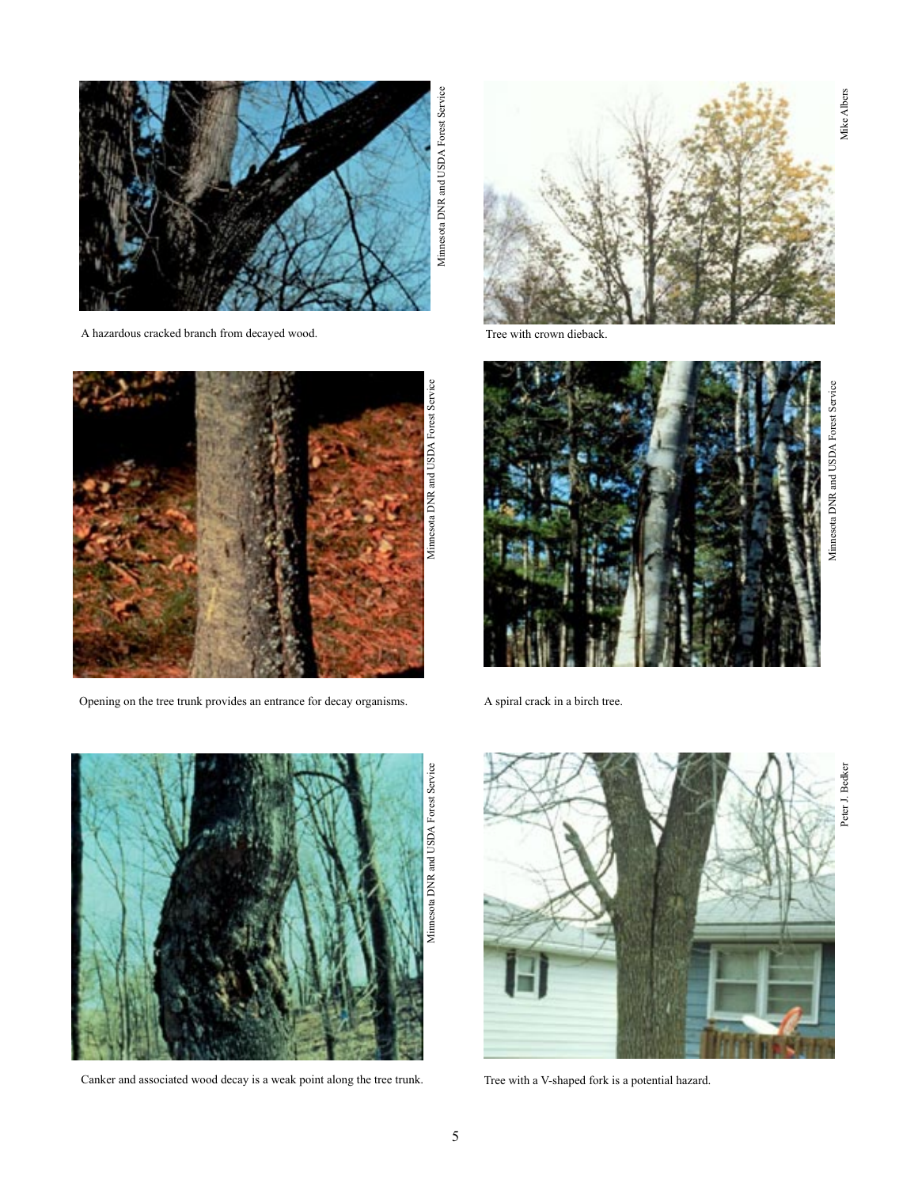Minnesota DNR and USDA Forest Service

A hazardous cracked branch from decayed wood.

Mike Albers

Tree with crown dieback.

Minnesota DNR and USDA Forest Service

Opening on the tree trunk provides an entrance for decay organisms.

Minnesota DNR and USDA Forest Service

A spiral crack in a birch tree.

Minnesota DNR and USDA Forest Service

Canker and associated wood decay is a weak point along the tree trunk.

Peter J. Bedker

Tree with a V-shaped fork is a potential hazard.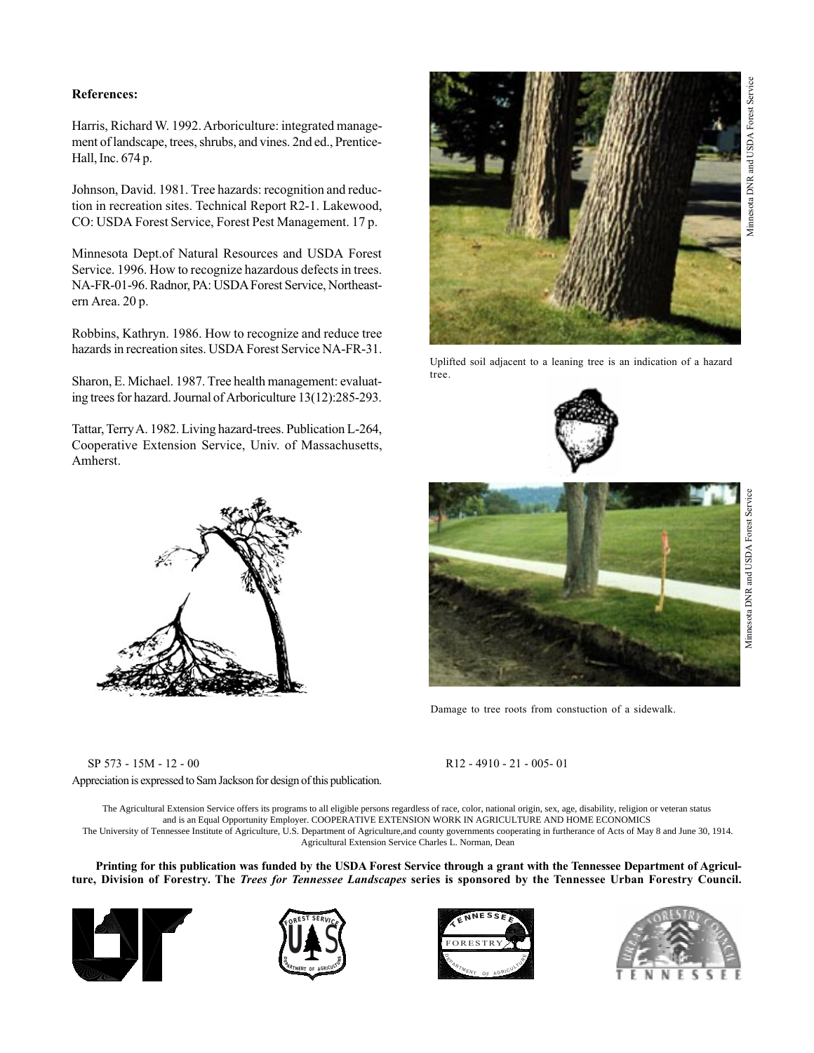**References:**

Harris, Richard W. 1992. Arboriculture: integrated management of landscape, trees, shrubs, and vines. 2nd ed., Prentice-Hall, Inc. 674 p.

Johnson, David. 1981. Tree hazards: recognition and reduction in recreation sites. Technical Report R2-1. Lakewood, CO: USDA Forest Service, Forest Pest Management. 17 p.

Minnesota Dept.of Natural Resources and USDA Forest Service. 1996. How to recognize hazardous defects in trees. NA-FR-01-96. Radnor, PA: USDA Forest Service, Northeastern Area. 20 p.

Robbins, Kathryn. 1986. How to recognize and reduce tree hazards in recreation sites. USDA Forest Service NA-FR-31.

Sharon, E. Michael. 1987. Tree health management: evaluating trees for hazard. Journal of Arboriculture 13(12):285-293.

Tattar, Terry A. 1982. Living hazard-trees. Publication L-264, Cooperative Extension Service, Univ. of Massachusetts, Amherst.

Minnesota DNR and USDA Forest Service

Uplifted soil adjacent to a leaning tree is an indication of a hazard tree.

Minnesota DNR and USDA Forest Service

Damage to tree roots from constuction of a sidewalk.

SP 573 - 15M - 12 - 00

R12 - 4910 - 21 - 005- 01

Appreciation is expressed to Sam Jackson for design of this publication.

The Agricultural Extension Service offers its programs to all eligible persons regardless of race, color, national origin, sex, age, disability, religion or veteran status and is an Equal Opportunity Employer. COOPERATIVE EXTENSION WORK IN AGRICULTURE AND HOME ECONOMICS
The University of Tennessee Institute of Agriculture, U.S. Department of Agriculture,and county governments cooperating in furtherance of Acts of May 8 and June 30, 1914.
Agricultural Extension Service Charles L. Norman, Dean

**Printing for this publication was funded by the USDA Forest Service through a grant with the Tennessee Department of Agriculture, Division of Forestry. The *Trees for Tennessee Landscapes* series is sponsored by the Tennessee Urban Forestry Council.**